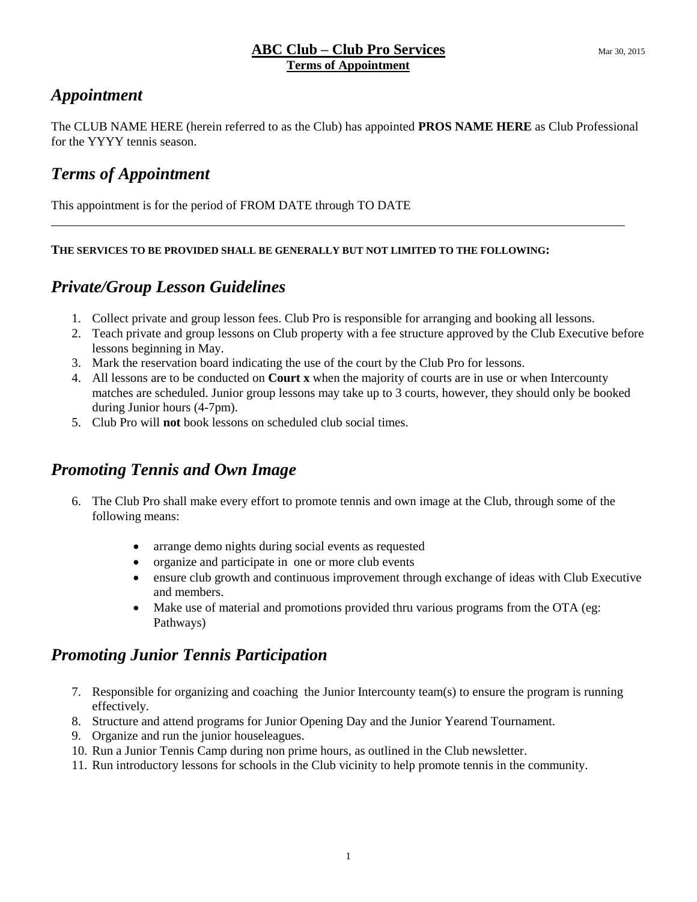# **ABC Club – Club Pro Services**
**Terms of Appointment**

Mar 30, 2015

## *Appointment*

The CLUB NAME HERE (herein referred to as the Club) has appointed **PROS NAME HERE** as Club Professional for the YYYY tennis season.

## *Terms of Appointment*

This appointment is for the period of FROM DATE through TO DATE

---

**THE SERVICES TO BE PROVIDED SHALL BE GENERALLY BUT NOT LIMITED TO THE FOLLOWING:**

## *Private/Group Lesson Guidelines*

1. Collect private and group lesson fees. Club Pro is responsible for arranging and booking all lessons.
2. Teach private and group lessons on Club property with a fee structure approved by the Club Executive before lessons beginning in May.
3. Mark the reservation board indicating the use of the court by the Club Pro for lessons.
4. All lessons are to be conducted on **Court x** when the majority of courts are in use or when Intercounty matches are scheduled. Junior group lessons may take up to 3 courts, however, they should only be booked during Junior hours (4-7pm).
5. Club Pro will **not** book lessons on scheduled club social times.

## *Promoting Tennis and Own Image*

6. The Club Pro shall make every effort to promote tennis and own image at the Club, through some of the following means:

    - arrange demo nights during social events as requested
    - organize and participate in one or more club events
    - ensure club growth and continuous improvement through exchange of ideas with Club Executive and members.
    - Make use of material and promotions provided thru various programs from the OTA (eg: Pathways)

## *Promoting Junior Tennis Participation*

7. Responsible for organizing and coaching the Junior Intercounty team(s) to ensure the program is running effectively.
8. Structure and attend programs for Junior Opening Day and the Junior Yearend Tournament.
9. Organize and run the junior houseleagues.
10. Run a Junior Tennis Camp during non prime hours, as outlined in the Club newsletter.
11. Run introductory lessons for schools in the Club vicinity to help promote tennis in the community.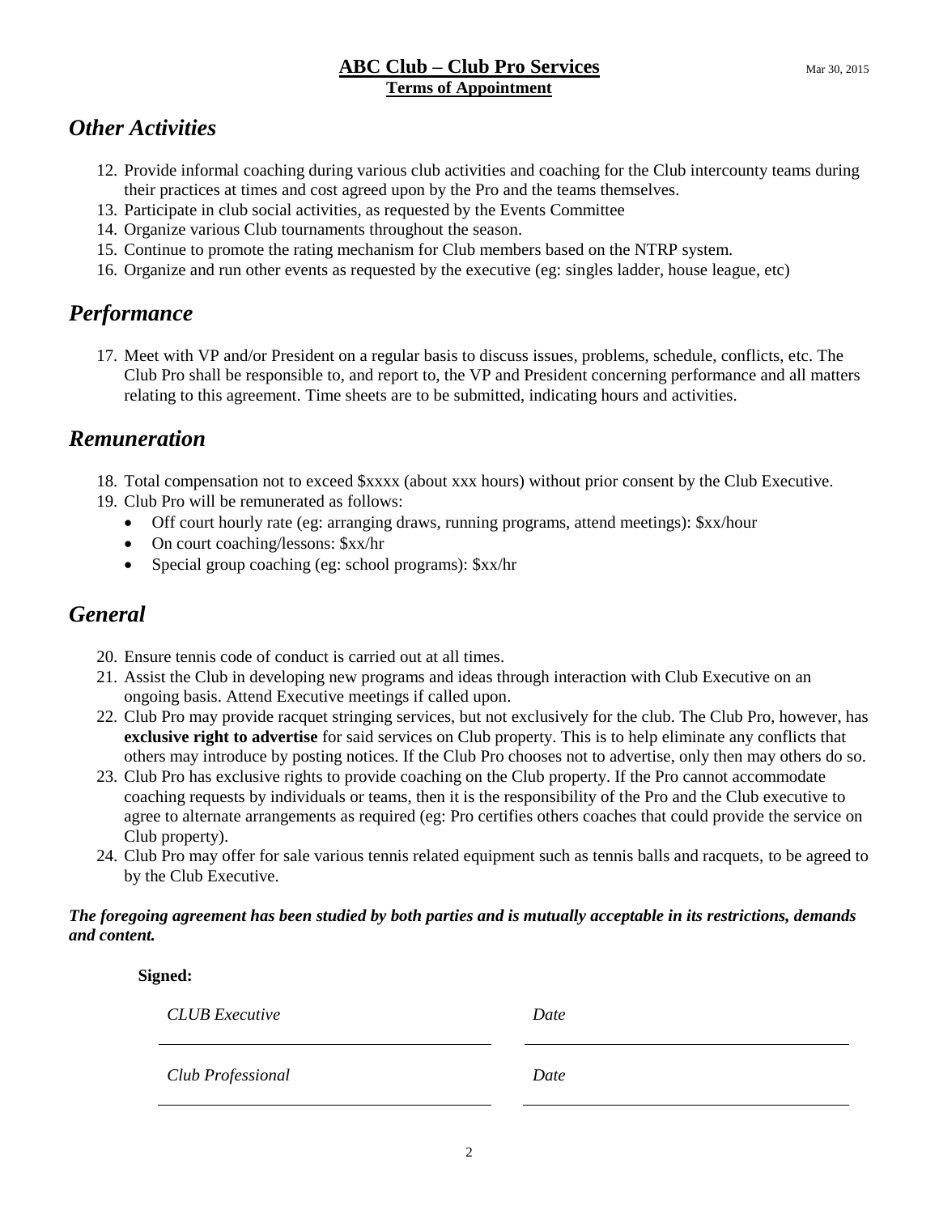## Other Activities

12. Provide informal coaching during various club activities and coaching for the Club intercounty teams during their practices at times and cost agreed upon by the Pro and the teams themselves.
13. Participate in club social activities, as requested by the Events Committee
14. Organize various Club tournaments throughout the season.
15. Continue to promote the rating mechanism for Club members based on the NTRP system.
16. Organize and run other events as requested by the executive (eg: singles ladder, house league, etc)

## Performance

17. Meet with VP and/or President on a regular basis to discuss issues, problems, schedule, conflicts, etc. The Club Pro shall be responsible to, and report to, the VP and President concerning performance and all matters relating to this agreement. Time sheets are to be submitted, indicating hours and activities.

## Remuneration

18. Total compensation not to exceed $xxxx (about xxx hours) without prior consent by the Club Executive.
19. Club Pro will be remunerated as follows:
    - Off court hourly rate (eg: arranging draws, running programs, attend meetings): $xx/hour
    - On court coaching/lessons: $xx/hr
    - Special group coaching (eg: school programs): $xx/hr

## General

20. Ensure tennis code of conduct is carried out at all times.
21. Assist the Club in developing new programs and ideas through interaction with Club Executive on an ongoing basis. Attend Executive meetings if called upon.
22. Club Pro may provide racquet stringing services, but not exclusively for the club. The Club Pro, however, has **exclusive right to advertise** for said services on Club property. This is to help eliminate any conflicts that others may introduce by posting notices. If the Club Pro chooses not to advertise, only then may others do so.
23. Club Pro has exclusive rights to provide coaching on the Club property. If the Pro cannot accommodate coaching requests by individuals or teams, then it is the responsibility of the Pro and the Club executive to agree to alternate arrangements as required (eg: Pro certifies others coaches that could provide the service on Club property).
24. Club Pro may offer for sale various tennis related equipment such as tennis balls and racquets, to be agreed to by the Club Executive.

***The foregoing agreement has been studied by both parties and is mutually acceptable in its restrictions, demands and content.***

**Signed:**

*CLUB Executive* ______________________ *Date* ______________________

*Club Professional* ______________________ *Date* ______________________